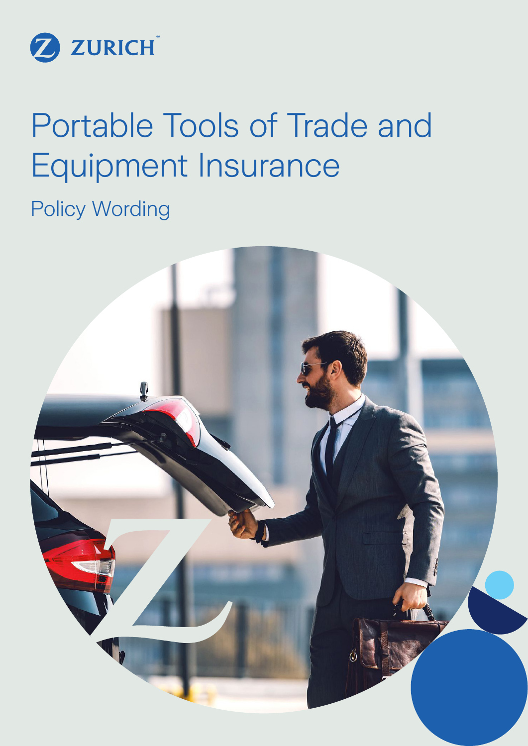ZURICH

# Portable Tools of Trade and Equipment Insurance

## Policy Wording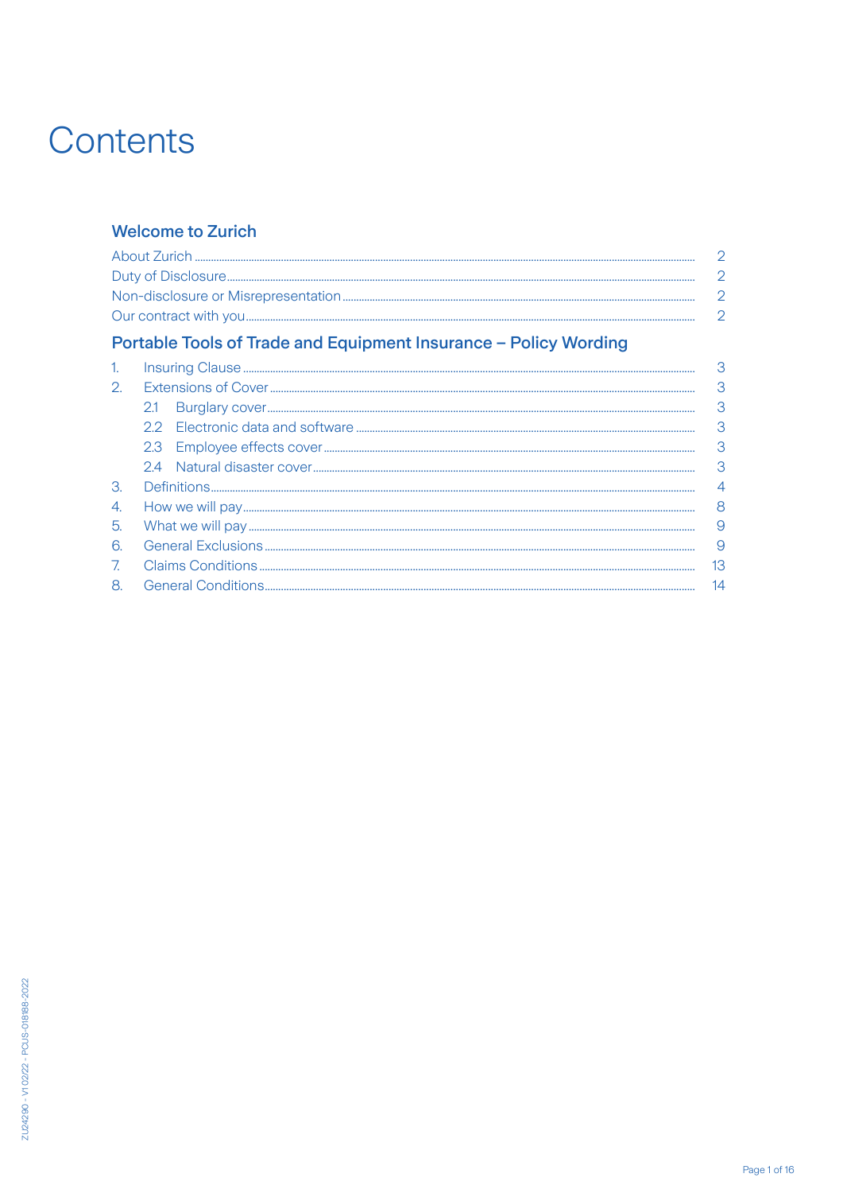# Contents

## Welcome to Zurich

| | |
|---|---|
| About Zurich | 2 |
| Duty of Disclosure | 2 |
| Non-disclosure or Misrepresentation | 2 |
| Our contract with you | 2 |

## Portable Tools of Trade and Equipment Insurance – Policy Wording

| | |
|---|---|
| 1. Insuring Clause | 3 |
| 2. Extensions of Cover | 3 |
| 2.1 Burglary cover | 3 |
| 2.2 Electronic data and software | 3 |
| 2.3 Employee effects cover | 3 |
| 2.4 Natural disaster cover | 3 |
| 3. Definitions | 4 |
| 4. How we will pay | 8 |
| 5. What we will pay | 9 |
| 6. General Exclusions | 9 |
| 7. Claims Conditions | 13 |
| 8. General Conditions | 14 |

ZU24290 - V1 02/22 - PCUS-018188-2022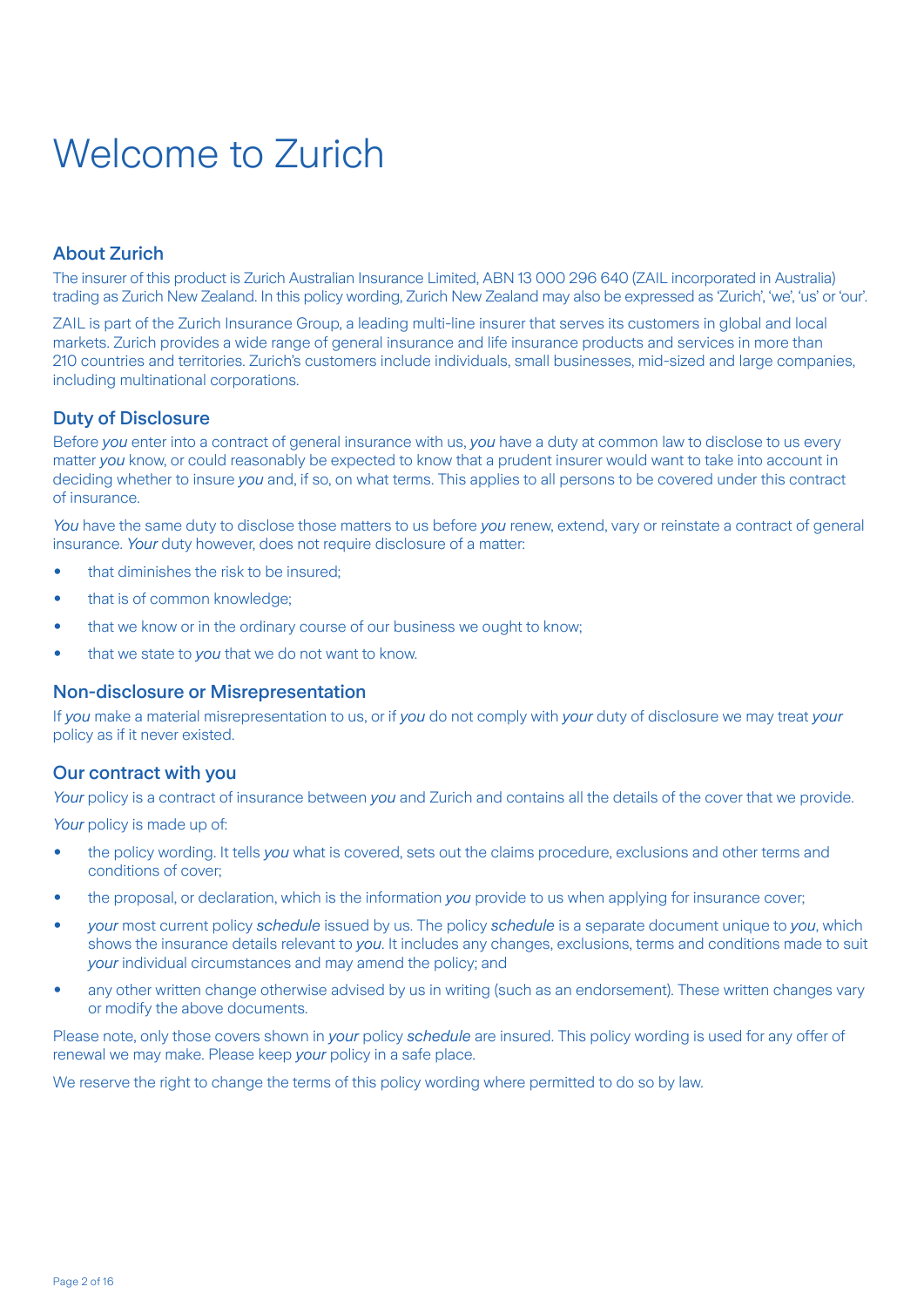# Welcome to Zurich

## About Zurich

The insurer of this product is Zurich Australian Insurance Limited, ABN 13 000 296 640 (ZAIL incorporated in Australia) trading as Zurich New Zealand. In this policy wording, Zurich New Zealand may also be expressed as 'Zurich', 'we', 'us' or 'our'.

ZAIL is part of the Zurich Insurance Group, a leading multi-line insurer that serves its customers in global and local markets. Zurich provides a wide range of general insurance and life insurance products and services in more than 210 countries and territories. Zurich's customers include individuals, small businesses, mid-sized and large companies, including multinational corporations.

## Duty of Disclosure

Before *you* enter into a contract of general insurance with us, *you* have a duty at common law to disclose to us every matter *you* know, or could reasonably be expected to know that a prudent insurer would want to take into account in deciding whether to insure *you* and, if so, on what terms. This applies to all persons to be covered under this contract of insurance.

*You* have the same duty to disclose those matters to us before *you* renew, extend, vary or reinstate a contract of general insurance. *Your* duty however, does not require disclosure of a matter:

- that diminishes the risk to be insured;
- that is of common knowledge;
- that we know or in the ordinary course of our business we ought to know;
- that we state to *you* that we do not want to know.

## Non-disclosure or Misrepresentation

If *you* make a material misrepresentation to us, or if *you* do not comply with *your* duty of disclosure we may treat *your* policy as if it never existed.

## Our contract with you

*Your* policy is a contract of insurance between *you* and Zurich and contains all the details of the cover that we provide.

*Your* policy is made up of:

- the policy wording. It tells *you* what is covered, sets out the claims procedure, exclusions and other terms and conditions of cover;
- the proposal, or declaration, which is the information *you* provide to us when applying for insurance cover;
- *your* most current policy *schedule* issued by us. The policy *schedule* is a separate document unique to *you*, which shows the insurance details relevant to *you*. It includes any changes, exclusions, terms and conditions made to suit *your* individual circumstances and may amend the policy; and
- any other written change otherwise advised by us in writing (such as an endorsement). These written changes vary or modify the above documents.

Please note, only those covers shown in *your* policy *schedule* are insured. This policy wording is used for any offer of renewal we may make. Please keep *your* policy in a safe place.

We reserve the right to change the terms of this policy wording where permitted to do so by law.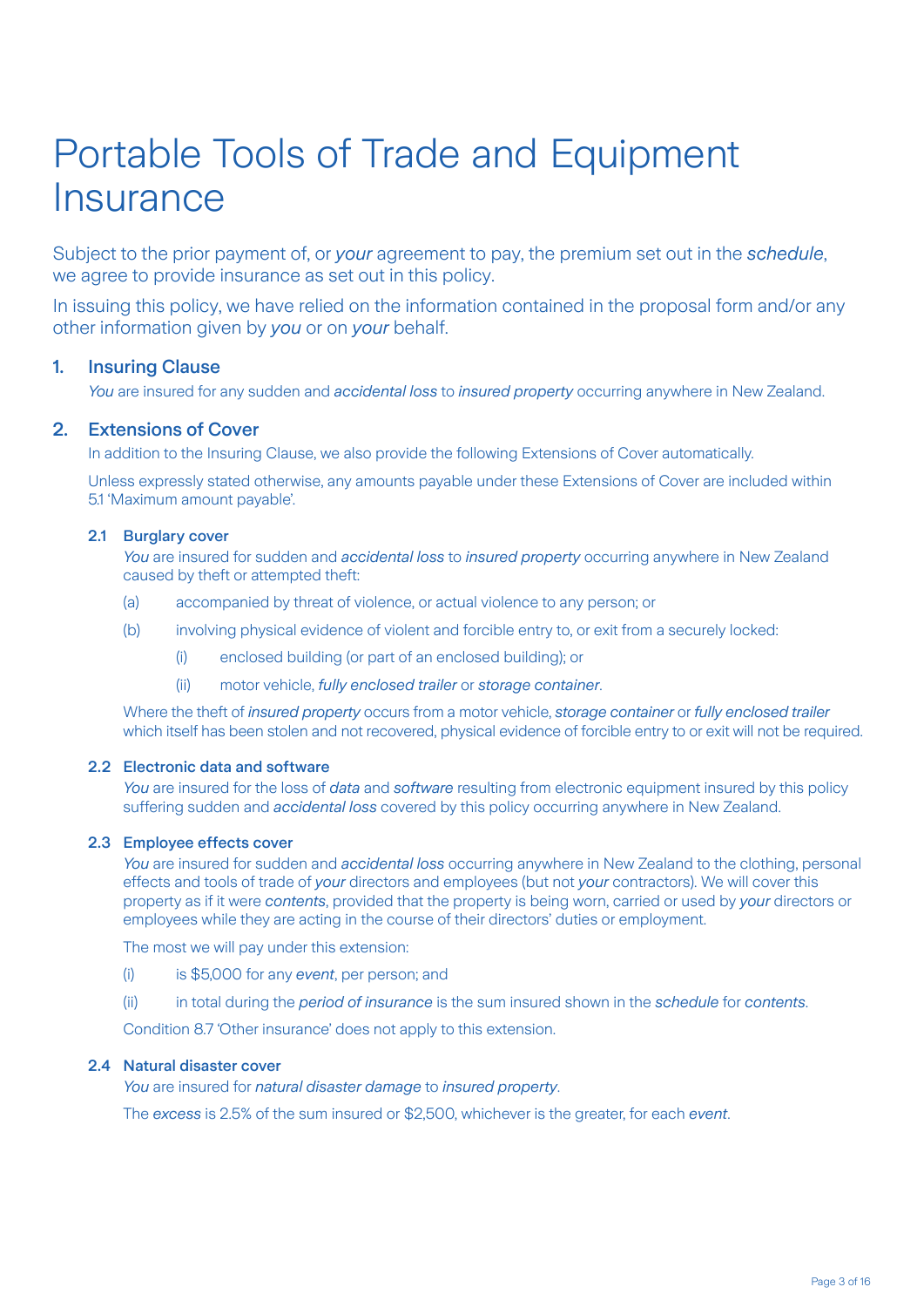# Portable Tools of Trade and Equipment Insurance

Subject to the prior payment of, or *your* agreement to pay, the premium set out in the *schedule*, we agree to provide insurance as set out in this policy.

In issuing this policy, we have relied on the information contained in the proposal form and/or any other information given by *you* or on *your* behalf.

## 1. Insuring Clause

*You* are insured for any sudden and *accidental loss* to *insured property* occurring anywhere in New Zealand.

## 2. Extensions of Cover

In addition to the Insuring Clause, we also provide the following Extensions of Cover automatically.

Unless expressly stated otherwise, any amounts payable under these Extensions of Cover are included within 5.1 'Maximum amount payable'.

### 2.1 Burglary cover

*You* are insured for sudden and *accidental loss* to *insured property* occurring anywhere in New Zealand caused by theft or attempted theft:

(a) accompanied by threat of violence, or actual violence to any person; or

(b) involving physical evidence of violent and forcible entry to, or exit from a securely locked:

  (i) enclosed building (or part of an enclosed building); or

  (ii) motor vehicle, *fully enclosed trailer* or *storage container*.

Where the theft of *insured property* occurs from a motor vehicle, *storage container* or *fully enclosed trailer* which itself has been stolen and not recovered, physical evidence of forcible entry to or exit will not be required.

### 2.2 Electronic data and software

*You* are insured for the loss of *data* and *software* resulting from electronic equipment insured by this policy suffering sudden and *accidental loss* covered by this policy occurring anywhere in New Zealand.

### 2.3 Employee effects cover

*You* are insured for sudden and *accidental loss* occurring anywhere in New Zealand to the clothing, personal effects and tools of trade of *your* directors and employees (but not *your* contractors). We will cover this property as if it were *contents*, provided that the property is being worn, carried or used by *your* directors or employees while they are acting in the course of their directors' duties or employment.

The most we will pay under this extension:

(i) is $5,000 for any *event*, per person; and

(ii) in total during the *period of insurance* is the sum insured shown in the *schedule* for *contents*.

Condition 8.7 'Other insurance' does not apply to this extension.

### 2.4 Natural disaster cover

*You* are insured for *natural disaster damage* to *insured property*.

The *excess* is 2.5% of the sum insured or $2,500, whichever is the greater, for each *event*.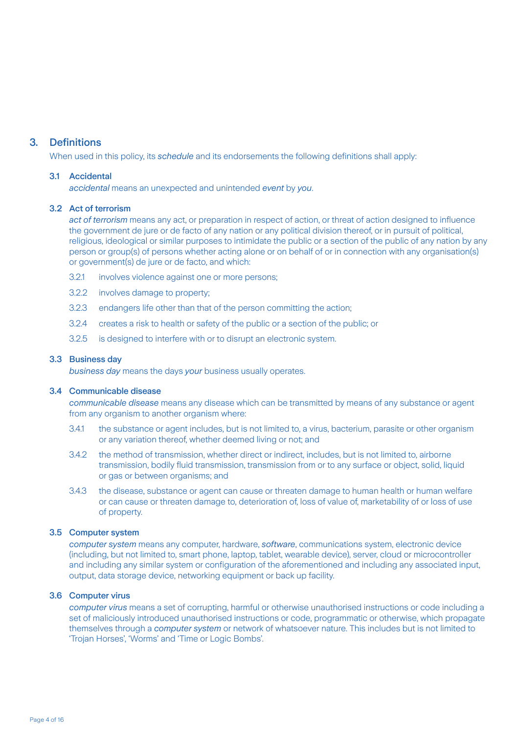## 3. Definitions

When used in this policy, its *schedule* and its endorsements the following definitions shall apply:

### 3.1 Accidental

*accidental* means an unexpected and unintended *event* by *you*.

### 3.2 Act of terrorism

*act of terrorism* means any act, or preparation in respect of action, or threat of action designed to influence the government de jure or de facto of any nation or any political division thereof, or in pursuit of political, religious, ideological or similar purposes to intimidate the public or a section of the public of any nation by any person or group(s) of persons whether acting alone or on behalf of or in connection with any organisation(s) or government(s) de jure or de facto, and which:

3.2.1 involves violence against one or more persons;

3.2.2 involves damage to property;

3.2.3 endangers life other than that of the person committing the action;

3.2.4 creates a risk to health or safety of the public or a section of the public; or

3.2.5 is designed to interfere with or to disrupt an electronic system.

### 3.3 Business day

*business day* means the days *your* business usually operates.

### 3.4 Communicable disease

*communicable disease* means any disease which can be transmitted by means of any substance or agent from any organism to another organism where:

3.4.1 the substance or agent includes, but is not limited to, a virus, bacterium, parasite or other organism or any variation thereof, whether deemed living or not; and

3.4.2 the method of transmission, whether direct or indirect, includes, but is not limited to, airborne transmission, bodily fluid transmission, transmission from or to any surface or object, solid, liquid or gas or between organisms; and

3.4.3 the disease, substance or agent can cause or threaten damage to human health or human welfare or can cause or threaten damage to, deterioration of, loss of value of, marketability of or loss of use of property.

### 3.5 Computer system

*computer system* means any computer, hardware, *software*, communications system, electronic device (including, but not limited to, smart phone, laptop, tablet, wearable device), server, cloud or microcontroller and including any similar system or configuration of the aforementioned and including any associated input, output, data storage device, networking equipment or back up facility.

### 3.6 Computer virus

*computer virus* means a set of corrupting, harmful or otherwise unauthorised instructions or code including a set of maliciously introduced unauthorised instructions or code, programmatic or otherwise, which propagate themselves through a *computer system* or network of whatsoever nature. This includes but is not limited to 'Trojan Horses', 'Worms' and 'Time or Logic Bombs'.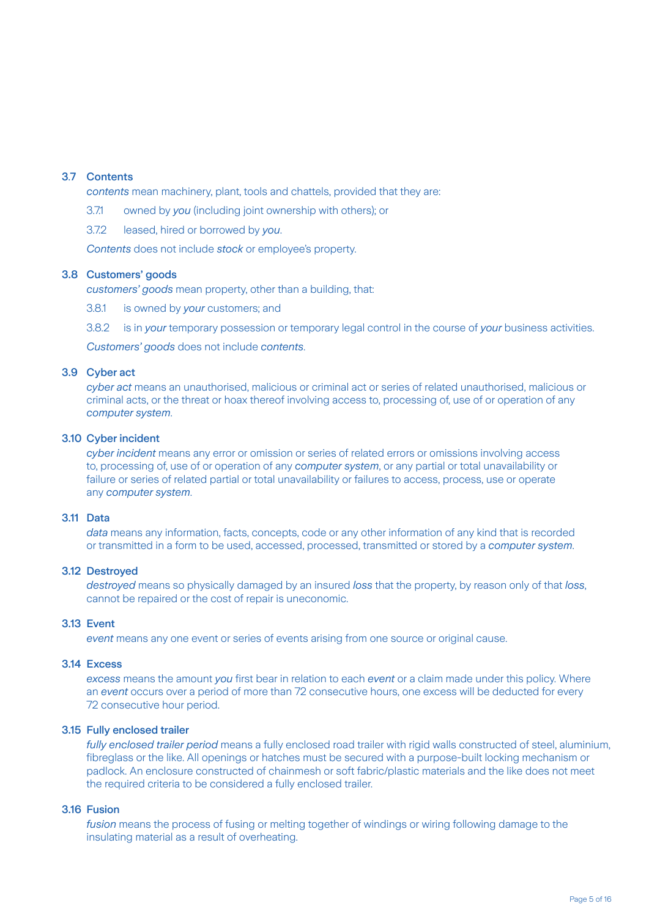### 3.7 Contents

*contents* mean machinery, plant, tools and chattels, provided that they are:

3.7.1 owned by *you* (including joint ownership with others); or

3.7.2 leased, hired or borrowed by *you*.

*Contents* does not include *stock* or employee's property.

### 3.8 Customers' goods

*customers' goods* mean property, other than a building, that:

3.8.1 is owned by *your* customers; and

3.8.2 is in *your* temporary possession or temporary legal control in the course of *your* business activities.

*Customers' goods* does not include *contents*.

### 3.9 Cyber act

*cyber act* means an unauthorised, malicious or criminal act or series of related unauthorised, malicious or criminal acts, or the threat or hoax thereof involving access to, processing of, use of or operation of any *computer system*.

### 3.10 Cyber incident

*cyber incident* means any error or omission or series of related errors or omissions involving access to, processing of, use of or operation of any *computer system*, or any partial or total unavailability or failure or series of related partial or total unavailability or failures to access, process, use or operate any *computer system*.

### 3.11 Data

*data* means any information, facts, concepts, code or any other information of any kind that is recorded or transmitted in a form to be used, accessed, processed, transmitted or stored by a *computer system*.

### 3.12 Destroyed

*destroyed* means so physically damaged by an insured *loss* that the property, by reason only of that *loss*, cannot be repaired or the cost of repair is uneconomic.

### 3.13 Event

*event* means any one event or series of events arising from one source or original cause.

### 3.14 Excess

*excess* means the amount *you* first bear in relation to each *event* or a claim made under this policy. Where an *event* occurs over a period of more than 72 consecutive hours, one excess will be deducted for every 72 consecutive hour period.

### 3.15 Fully enclosed trailer

*fully enclosed trailer period* means a fully enclosed road trailer with rigid walls constructed of steel, aluminium, fibreglass or the like. All openings or hatches must be secured with a purpose-built locking mechanism or padlock. An enclosure constructed of chainmesh or soft fabric/plastic materials and the like does not meet the required criteria to be considered a fully enclosed trailer.

### 3.16 Fusion

*fusion* means the process of fusing or melting together of windings or wiring following damage to the insulating material as a result of overheating.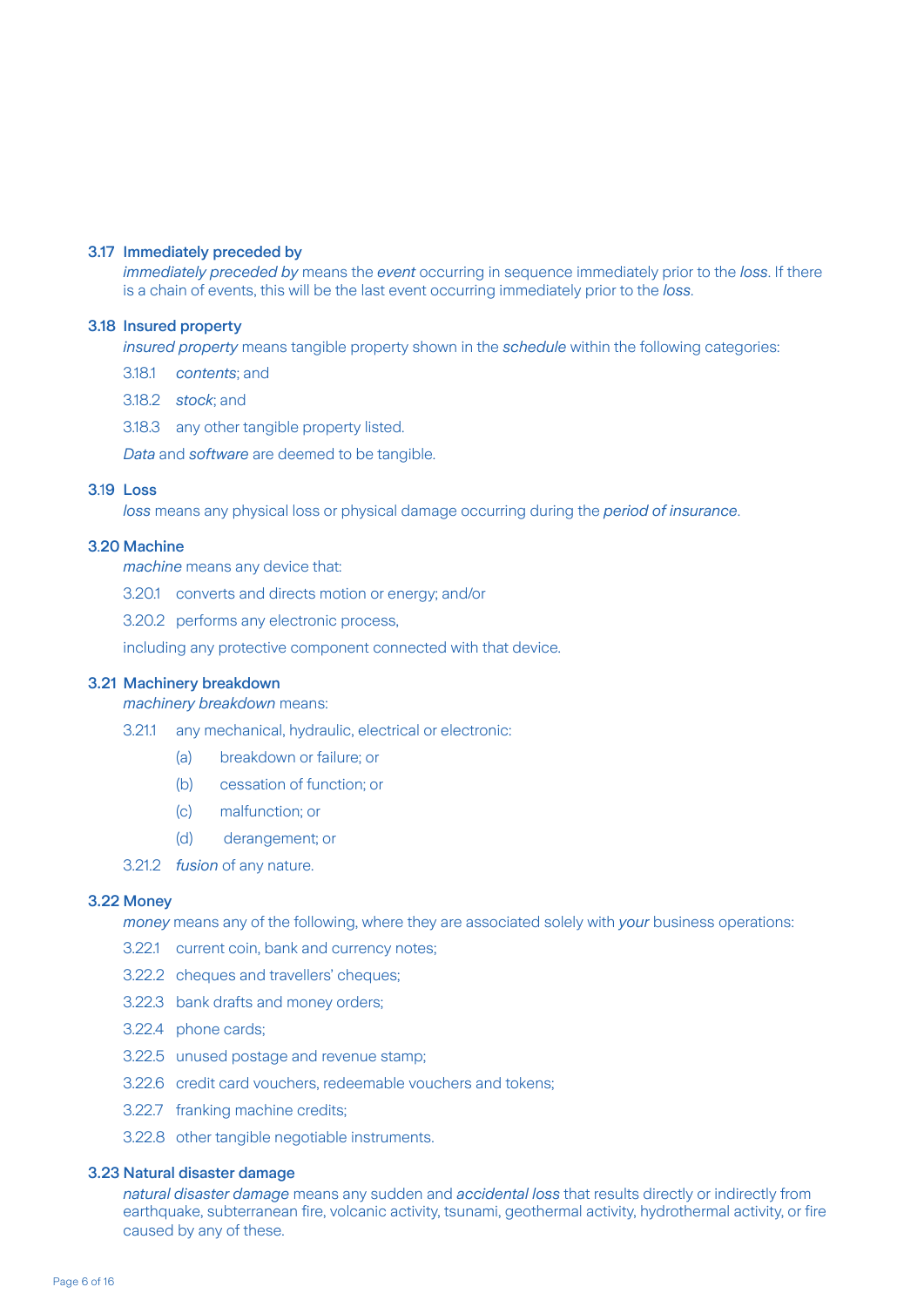### 3.17 Immediately preceded by

*immediately preceded by* means the *event* occurring in sequence immediately prior to the *loss*. If there is a chain of events, this will be the last event occurring immediately prior to the *loss*.

### 3.18 Insured property

*insured property* means tangible property shown in the *schedule* within the following categories:

3.18.1 *contents*; and

3.18.2 *stock*; and

3.18.3 any other tangible property listed.

*Data* and *software* are deemed to be tangible.

### 3.19 Loss

*loss* means any physical loss or physical damage occurring during the *period of insurance*.

### 3.20 Machine

*machine* means any device that:

3.20.1 converts and directs motion or energy; and/or

3.20.2 performs any electronic process,

including any protective component connected with that device.

### 3.21 Machinery breakdown

*machinery breakdown* means:

3.21.1 any mechanical, hydraulic, electrical or electronic:

- (a) breakdown or failure; or
- (b) cessation of function; or
- (c) malfunction; or
- (d) derangement; or

3.21.2 *fusion* of any nature.

### 3.22 Money

*money* means any of the following, where they are associated solely with *your* business operations:

3.22.1 current coin, bank and currency notes;

3.22.2 cheques and travellers' cheques;

3.22.3 bank drafts and money orders;

3.22.4 phone cards;

3.22.5 unused postage and revenue stamp;

3.22.6 credit card vouchers, redeemable vouchers and tokens;

3.22.7 franking machine credits;

3.22.8 other tangible negotiable instruments.

### 3.23 Natural disaster damage

*natural disaster damage* means any sudden and *accidental loss* that results directly or indirectly from earthquake, subterranean fire, volcanic activity, tsunami, geothermal activity, hydrothermal activity, or fire caused by any of these.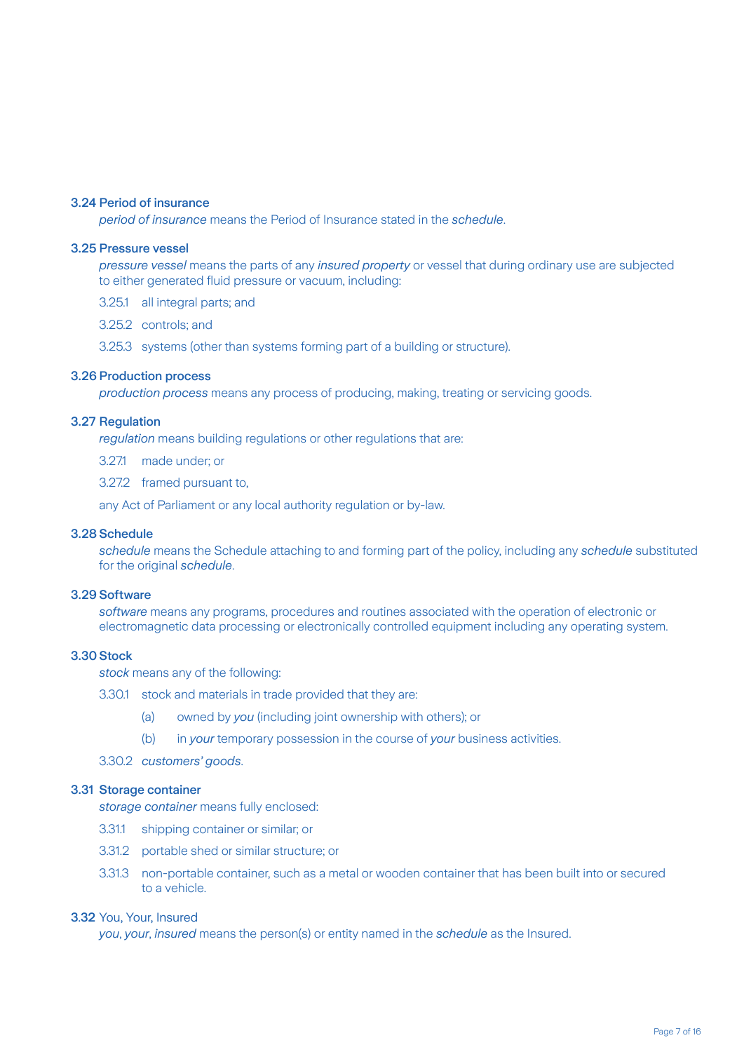### 3.24 Period of insurance

*period of insurance* means the Period of Insurance stated in the *schedule*.

### 3.25 Pressure vessel

*pressure vessel* means the parts of any *insured property* or vessel that during ordinary use are subjected to either generated fluid pressure or vacuum, including:

3.25.1 all integral parts; and

3.25.2 controls; and

3.25.3 systems (other than systems forming part of a building or structure).

### 3.26 Production process

*production process* means any process of producing, making, treating or servicing goods.

### 3.27 Regulation

*regulation* means building regulations or other regulations that are:

3.27.1 made under; or

3.27.2 framed pursuant to,

any Act of Parliament or any local authority regulation or by-law.

### 3.28 Schedule

*schedule* means the Schedule attaching to and forming part of the policy, including any *schedule* substituted for the original *schedule*.

### 3.29 Software

*software* means any programs, procedures and routines associated with the operation of electronic or electromagnetic data processing or electronically controlled equipment including any operating system.

### 3.30 Stock

*stock* means any of the following:

3.30.1 stock and materials in trade provided that they are:

(a) owned by *you* (including joint ownership with others); or

(b) in *your* temporary possession in the course of *your* business activities.

3.30.2 *customers' goods*.

### 3.31 Storage container

*storage container* means fully enclosed:

3.31.1 shipping container or similar; or

3.31.2 portable shed or similar structure; or

3.31.3 non-portable container, such as a metal or wooden container that has been built into or secured to a vehicle.

### 3.32 You, Your, Insured

*you*, *your*, *insured* means the person(s) or entity named in the *schedule* as the Insured.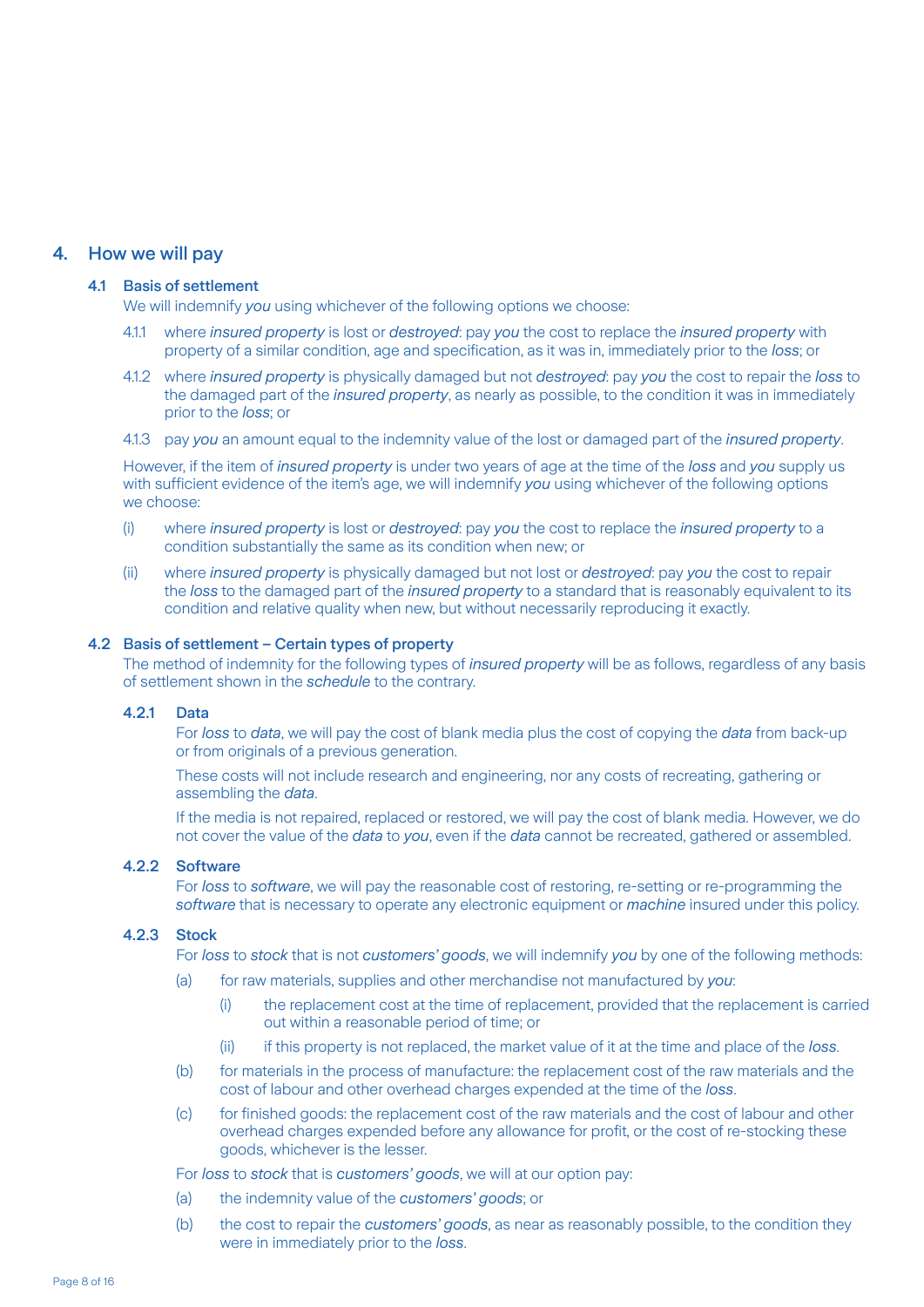## 4. How we will pay

### 4.1 Basis of settlement

We will indemnify *you* using whichever of the following options we choose:

4.1.1 where *insured property* is lost or *destroyed*: pay *you* the cost to replace the *insured property* with property of a similar condition, age and specification, as it was in, immediately prior to the *loss*; or

4.1.2 where *insured property* is physically damaged but not *destroyed*: pay *you* the cost to repair the *loss* to the damaged part of the *insured property*, as nearly as possible, to the condition it was in immediately prior to the *loss*; or

4.1.3 pay *you* an amount equal to the indemnity value of the lost or damaged part of the *insured property*.

However, if the item of *insured property* is under two years of age at the time of the *loss* and *you* supply us with sufficient evidence of the item's age, we will indemnify *you* using whichever of the following options we choose:

(i) where *insured property* is lost or *destroyed*: pay *you* the cost to replace the *insured property* to a condition substantially the same as its condition when new; or

(ii) where *insured property* is physically damaged but not lost or *destroyed*: pay *you* the cost to repair the *loss* to the damaged part of the *insured property* to a standard that is reasonably equivalent to its condition and relative quality when new, but without necessarily reproducing it exactly.

### 4.2 Basis of settlement – Certain types of property

The method of indemnity for the following types of *insured property* will be as follows, regardless of any basis of settlement shown in the *schedule* to the contrary.

#### 4.2.1 Data

For *loss* to *data*, we will pay the cost of blank media plus the cost of copying the *data* from back-up or from originals of a previous generation.

These costs will not include research and engineering, nor any costs of recreating, gathering or assembling the *data*.

If the media is not repaired, replaced or restored, we will pay the cost of blank media. However, we do not cover the value of the *data* to *you*, even if the *data* cannot be recreated, gathered or assembled.

#### 4.2.2 Software

For *loss* to *software*, we will pay the reasonable cost of restoring, re-setting or re-programming the *software* that is necessary to operate any electronic equipment or *machine* insured under this policy.

#### 4.2.3 Stock

For *loss* to *stock* that is not *customers' goods*, we will indemnify *you* by one of the following methods:

(a) for raw materials, supplies and other merchandise not manufactured by *you*:

  (i) the replacement cost at the time of replacement, provided that the replacement is carried out within a reasonable period of time; or

  (ii) if this property is not replaced, the market value of it at the time and place of the *loss*.

(b) for materials in the process of manufacture: the replacement cost of the raw materials and the cost of labour and other overhead charges expended at the time of the *loss*.

(c) for finished goods: the replacement cost of the raw materials and the cost of labour and other overhead charges expended before any allowance for profit, or the cost of re-stocking these goods, whichever is the lesser.

For *loss* to *stock* that is *customers' goods*, we will at our option pay:

(a) the indemnity value of the *customers' goods*; or

(b) the cost to repair the *customers' goods*, as near as reasonably possible, to the condition they were in immediately prior to the *loss*.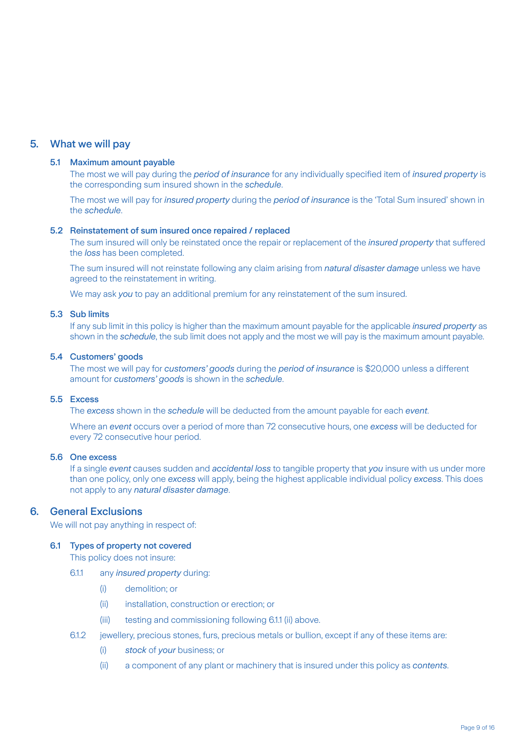## 5. What we will pay

### 5.1 Maximum amount payable

The most we will pay during the *period of insurance* for any individually specified item of *insured property* is the corresponding sum insured shown in the *schedule*.

The most we will pay for *insured property* during the *period of insurance* is the 'Total Sum insured' shown in the *schedule*.

### 5.2 Reinstatement of sum insured once repaired / replaced

The sum insured will only be reinstated once the repair or replacement of the *insured property* that suffered the *loss* has been completed.

The sum insured will not reinstate following any claim arising from *natural disaster damage* unless we have agreed to the reinstatement in writing.

We may ask *you* to pay an additional premium for any reinstatement of the sum insured.

### 5.3 Sub limits

If any sub limit in this policy is higher than the maximum amount payable for the applicable *insured property* as shown in the *schedule*, the sub limit does not apply and the most we will pay is the maximum amount payable.

### 5.4 Customers' goods

The most we will pay for *customers' goods* during the *period of insurance* is $20,000 unless a different amount for *customers' goods* is shown in the *schedule*.

### 5.5 Excess

The *excess* shown in the *schedule* will be deducted from the amount payable for each *event*.

Where an *event* occurs over a period of more than 72 consecutive hours, one *excess* will be deducted for every 72 consecutive hour period.

### 5.6 One excess

If a single *event* causes sudden and *accidental loss* to tangible property that *you* insure with us under more than one policy, only one *excess* will apply, being the highest applicable individual policy *excess*. This does not apply to any *natural disaster damage*.

## 6. General Exclusions

We will not pay anything in respect of:

### 6.1 Types of property not covered

This policy does not insure:

6.1.1 any *insured property* during:

- (i) demolition; or
- (ii) installation, construction or erection; or
- (iii) testing and commissioning following 6.1.1 (ii) above.

6.1.2 jewellery, precious stones, furs, precious metals or bullion, except if any of these items are:

- (i) *stock* of *your* business; or
- (ii) a component of any plant or machinery that is insured under this policy as *contents*.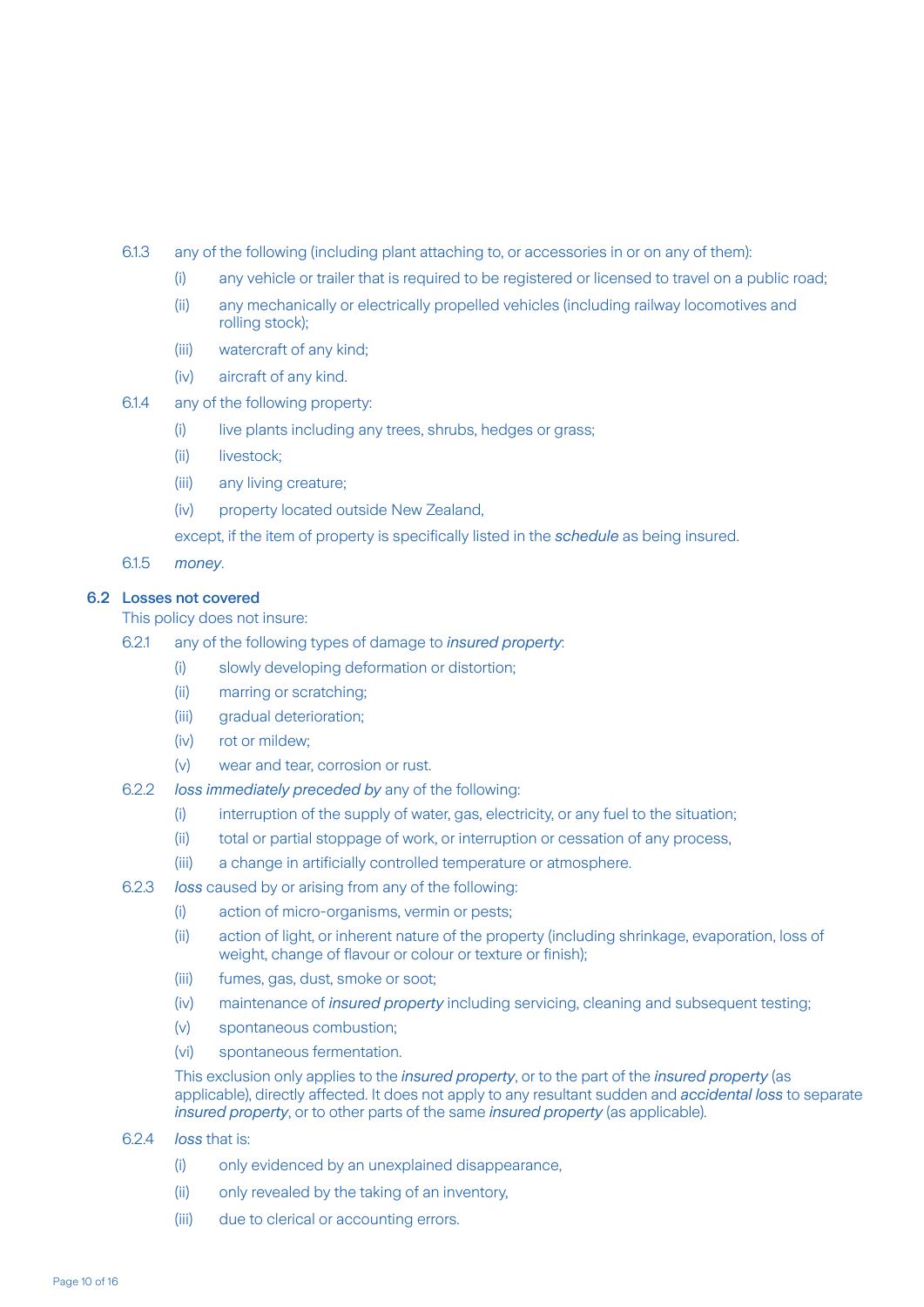6.1.3 any of the following (including plant attaching to, or accessories in or on any of them):

- (i) any vehicle or trailer that is required to be registered or licensed to travel on a public road;
- (ii) any mechanically or electrically propelled vehicles (including railway locomotives and rolling stock);
- (iii) watercraft of any kind;
- (iv) aircraft of any kind.

6.1.4 any of the following property:

- (i) live plants including any trees, shrubs, hedges or grass;
- (ii) livestock;
- (iii) any living creature;
- (iv) property located outside New Zealand,

except, if the item of property is specifically listed in the *schedule* as being insured.

6.1.5 *money*.

## 6.2 Losses not covered

This policy does not insure:

6.2.1 any of the following types of damage to *insured property*:

- (i) slowly developing deformation or distortion;
- (ii) marring or scratching;
- (iii) gradual deterioration;
- (iv) rot or mildew;
- (v) wear and tear, corrosion or rust.

6.2.2 *loss immediately preceded by* any of the following:

- (i) interruption of the supply of water, gas, electricity, or any fuel to the situation;
- (ii) total or partial stoppage of work, or interruption or cessation of any process,
- (iii) a change in artificially controlled temperature or atmosphere.

6.2.3 *loss* caused by or arising from any of the following:

- (i) action of micro-organisms, vermin or pests;
- (ii) action of light, or inherent nature of the property (including shrinkage, evaporation, loss of weight, change of flavour or colour or texture or finish);
- (iii) fumes, gas, dust, smoke or soot;
- (iv) maintenance of *insured property* including servicing, cleaning and subsequent testing;
- (v) spontaneous combustion;
- (vi) spontaneous fermentation.

This exclusion only applies to the *insured property*, or to the part of the *insured property* (as applicable), directly affected. It does not apply to any resultant sudden and *accidental loss* to separate *insured property*, or to other parts of the same *insured property* (as applicable).

6.2.4 *loss* that is:

- (i) only evidenced by an unexplained disappearance,
- (ii) only revealed by the taking of an inventory,
- (iii) due to clerical or accounting errors.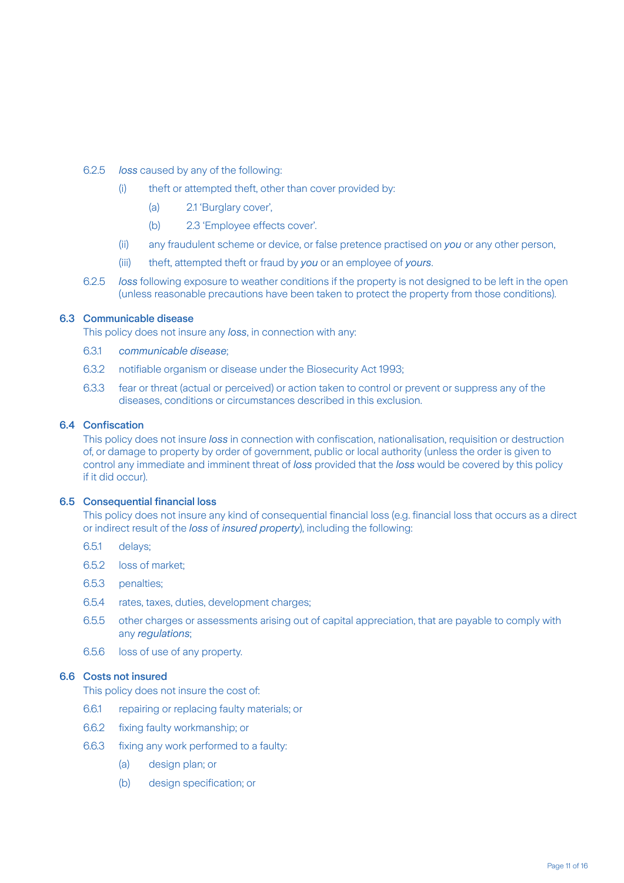6.2.5 *loss* caused by any of the following:

- (i) theft or attempted theft, other than cover provided by:
  - (a) 2.1 'Burglary cover',
  - (b) 2.3 'Employee effects cover'.
- (ii) any fraudulent scheme or device, or false pretence practised on *you* or any other person,
- (iii) theft, attempted theft or fraud by *you* or an employee of *yours*.

6.2.5 *loss* following exposure to weather conditions if the property is not designed to be left in the open (unless reasonable precautions have been taken to protect the property from those conditions).

### 6.3 Communicable disease

This policy does not insure any *loss*, in connection with any:

6.3.1 *communicable disease*;

6.3.2 notifiable organism or disease under the Biosecurity Act 1993;

6.3.3 fear or threat (actual or perceived) or action taken to control or prevent or suppress any of the diseases, conditions or circumstances described in this exclusion.

### 6.4 Confiscation

This policy does not insure *loss* in connection with confiscation, nationalisation, requisition or destruction of, or damage to property by order of government, public or local authority (unless the order is given to control any immediate and imminent threat of *loss* provided that the *loss* would be covered by this policy if it did occur).

### 6.5 Consequential financial loss

This policy does not insure any kind of consequential financial loss (e.g. financial loss that occurs as a direct or indirect result of the *loss* of *insured property*), including the following:

6.5.1 delays;

6.5.2 loss of market;

6.5.3 penalties;

6.5.4 rates, taxes, duties, development charges;

6.5.5 other charges or assessments arising out of capital appreciation, that are payable to comply with any *regulations*;

6.5.6 loss of use of any property.

### 6.6 Costs not insured

This policy does not insure the cost of:

6.6.1 repairing or replacing faulty materials; or

6.6.2 fixing faulty workmanship; or

6.6.3 fixing any work performed to a faulty:

- (a) design plan; or
- (b) design specification; or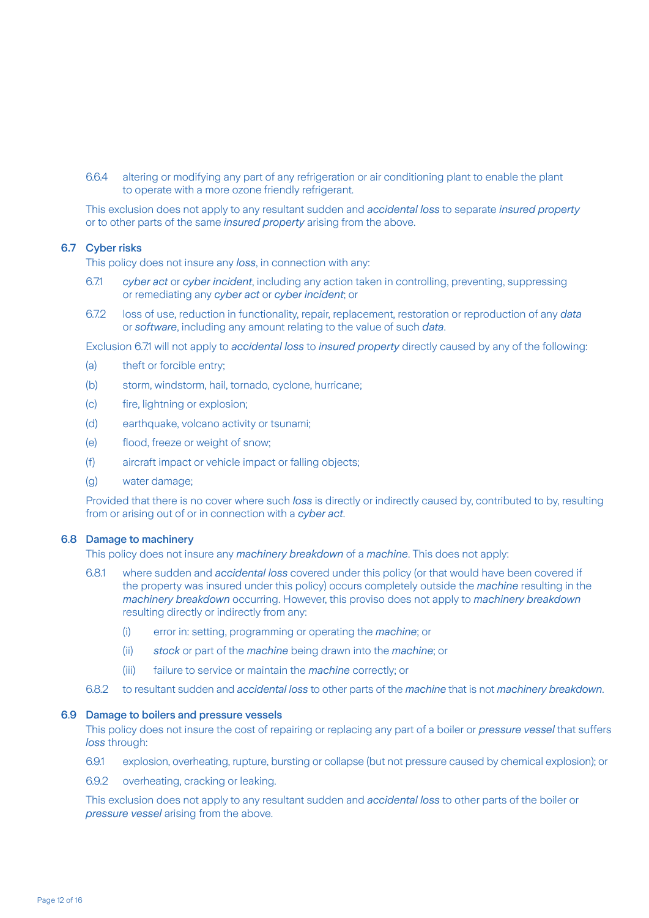6.6.4 altering or modifying any part of any refrigeration or air conditioning plant to enable the plant to operate with a more ozone friendly refrigerant.

This exclusion does not apply to any resultant sudden and *accidental loss* to separate *insured property* or to other parts of the same *insured property* arising from the above.

### 6.7 Cyber risks

This policy does not insure any *loss*, in connection with any:

6.7.1 *cyber act* or *cyber incident*, including any action taken in controlling, preventing, suppressing or remediating any *cyber act* or *cyber incident*; or

6.7.2 loss of use, reduction in functionality, repair, replacement, restoration or reproduction of any *data* or *software*, including any amount relating to the value of such *data*.

Exclusion 6.7.1 will not apply to *accidental loss* to *insured property* directly caused by any of the following:

(a) theft or forcible entry;

(b) storm, windstorm, hail, tornado, cyclone, hurricane;

(c) fire, lightning or explosion;

(d) earthquake, volcano activity or tsunami;

(e) flood, freeze or weight of snow;

(f) aircraft impact or vehicle impact or falling objects;

(g) water damage;

Provided that there is no cover where such *loss* is directly or indirectly caused by, contributed to by, resulting from or arising out of or in connection with a *cyber act*.

### 6.8 Damage to machinery

This policy does not insure any *machinery breakdown* of a *machine*. This does not apply:

6.8.1 where sudden and *accidental loss* covered under this policy (or that would have been covered if the property was insured under this policy) occurs completely outside the *machine* resulting in the *machinery breakdown* occurring. However, this proviso does not apply to *machinery breakdown* resulting directly or indirectly from any:

(i) error in: setting, programming or operating the *machine*; or

(ii) *stock* or part of the *machine* being drawn into the *machine*; or

(iii) failure to service or maintain the *machine* correctly; or

6.8.2 to resultant sudden and *accidental loss* to other parts of the *machine* that is not *machinery breakdown*.

### 6.9 Damage to boilers and pressure vessels

This policy does not insure the cost of repairing or replacing any part of a boiler or *pressure vessel* that suffers *loss* through:

6.9.1 explosion, overheating, rupture, bursting or collapse (but not pressure caused by chemical explosion); or

6.9.2 overheating, cracking or leaking.

This exclusion does not apply to any resultant sudden and *accidental loss* to other parts of the boiler or *pressure vessel* arising from the above.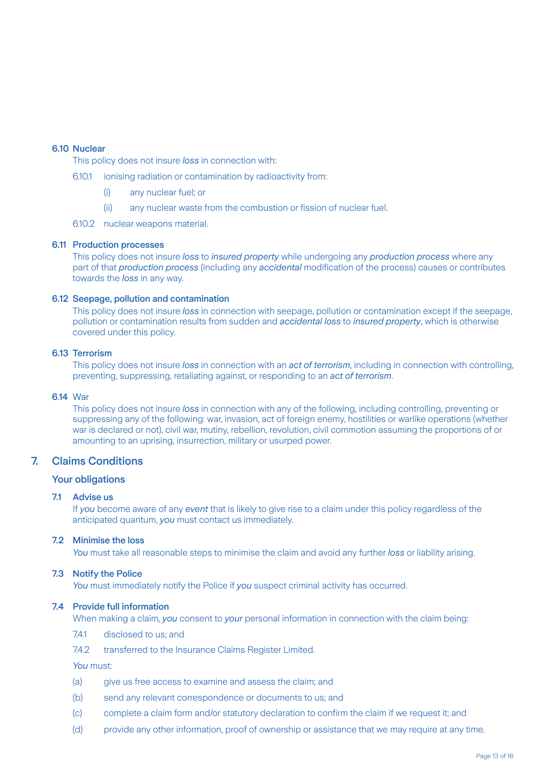### 6.10 Nuclear

This policy does not insure *loss* in connection with:

6.10.1 ionising radiation or contamination by radioactivity from:

- (i) any nuclear fuel; or
- (ii) any nuclear waste from the combustion or fission of nuclear fuel.

6.10.2 nuclear weapons material.

### 6.11 Production processes

This policy does not insure *loss* to *insured property* while undergoing any *production process* where any part of that *production process* (including any *accidental* modification of the process) causes or contributes towards the *loss* in any way.

### 6.12 Seepage, pollution and contamination

This policy does not insure *loss* in connection with seepage, pollution or contamination except if the seepage, pollution or contamination results from sudden and *accidental loss* to *insured property*, which is otherwise covered under this policy.

### 6.13 Terrorism

This policy does not insure *loss* in connection with an *act of terrorism*, including in connection with controlling, preventing, suppressing, retaliating against, or responding to an *act of terrorism*.

### 6.14 War

This policy does not insure *loss* in connection with any of the following, including controlling, preventing or suppressing any of the following: war, invasion, act of foreign enemy, hostilities or warlike operations (whether war is declared or not), civil war, mutiny, rebellion, revolution, civil commotion assuming the proportions of or amounting to an uprising, insurrection, military or usurped power.

## 7. Claims Conditions

### Your obligations

### 7.1 Advise us

If *you* become aware of any *event* that is likely to give rise to a claim under this policy regardless of the anticipated quantum, *you* must contact us immediately.

### 7.2 Minimise the loss

*You* must take all reasonable steps to minimise the claim and avoid any further *loss* or liability arising.

### 7.3 Notify the Police

*You* must immediately notify the Police if *you* suspect criminal activity has occurred.

### 7.4 Provide full information

When making a claim, *you* consent to *your* personal information in connection with the claim being:

7.4.1 disclosed to us; and

7.4.2 transferred to the Insurance Claims Register Limited.

*You* must:

- (a) give us free access to examine and assess the claim; and
- (b) send any relevant correspondence or documents to us; and
- (c) complete a claim form and/or statutory declaration to confirm the claim if we request it; and
- (d) provide any other information, proof of ownership or assistance that we may require at any time.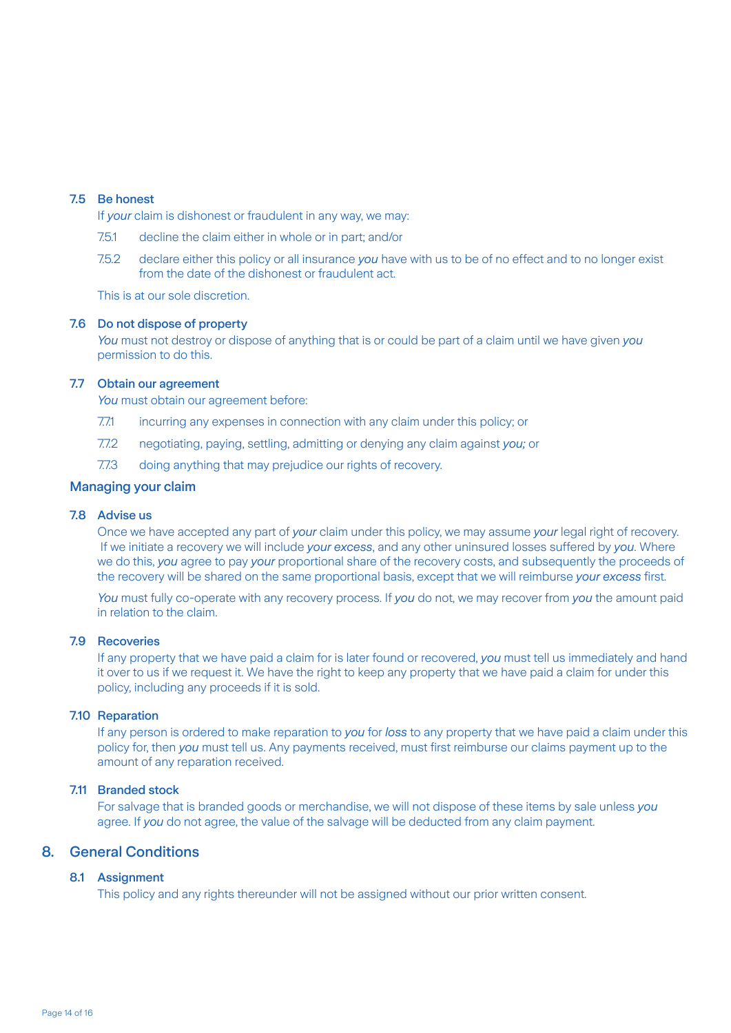### 7.5 Be honest

If *your* claim is dishonest or fraudulent in any way, we may:

7.5.1 decline the claim either in whole or in part; and/or

7.5.2 declare either this policy or all insurance *you* have with us to be of no effect and to no longer exist from the date of the dishonest or fraudulent act.

This is at our sole discretion.

### 7.6 Do not dispose of property

*You* must not destroy or dispose of anything that is or could be part of a claim until we have given *you* permission to do this.

### 7.7 Obtain our agreement

*You* must obtain our agreement before:

7.7.1 incurring any expenses in connection with any claim under this policy; or

7.7.2 negotiating, paying, settling, admitting or denying any claim against *you;* or

7.7.3 doing anything that may prejudice our rights of recovery.

## Managing your claim

### 7.8 Advise us

Once we have accepted any part of *your* claim under this policy, we may assume *your* legal right of recovery. If we initiate a recovery we will include *your excess*, and any other uninsured losses suffered by *you*. Where we do this, *you* agree to pay *your* proportional share of the recovery costs, and subsequently the proceeds of the recovery will be shared on the same proportional basis, except that we will reimburse *your excess* first.

*You* must fully co-operate with any recovery process. If *you* do not, we may recover from *you* the amount paid in relation to the claim.

### 7.9 Recoveries

If any property that we have paid a claim for is later found or recovered, *you* must tell us immediately and hand it over to us if we request it. We have the right to keep any property that we have paid a claim for under this policy, including any proceeds if it is sold.

### 7.10 Reparation

If any person is ordered to make reparation to *you* for *loss* to any property that we have paid a claim under this policy for, then *you* must tell us. Any payments received, must first reimburse our claims payment up to the amount of any reparation received.

### 7.11 Branded stock

For salvage that is branded goods or merchandise, we will not dispose of these items by sale unless *you* agree. If *you* do not agree, the value of the salvage will be deducted from any claim payment.

## 8. General Conditions

### 8.1 Assignment

This policy and any rights thereunder will not be assigned without our prior written consent.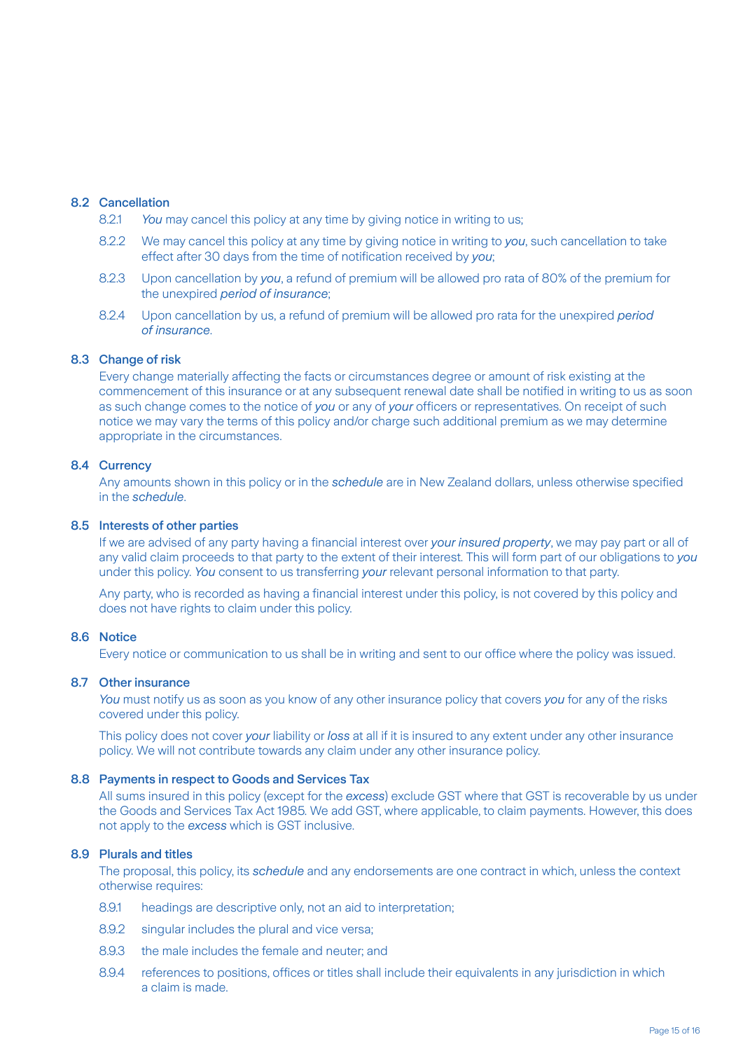### 8.2 Cancellation

8.2.1 *You* may cancel this policy at any time by giving notice in writing to us;

8.2.2 We may cancel this policy at any time by giving notice in writing to *you*, such cancellation to take effect after 30 days from the time of notification received by *you*;

8.2.3 Upon cancellation by *you*, a refund of premium will be allowed pro rata of 80% of the premium for the unexpired *period of insurance*;

8.2.4 Upon cancellation by us, a refund of premium will be allowed pro rata for the unexpired *period of insurance*.

### 8.3 Change of risk

Every change materially affecting the facts or circumstances degree or amount of risk existing at the commencement of this insurance or at any subsequent renewal date shall be notified in writing to us as soon as such change comes to the notice of *you* or any of *your* officers or representatives. On receipt of such notice we may vary the terms of this policy and/or charge such additional premium as we may determine appropriate in the circumstances.

### 8.4 Currency

Any amounts shown in this policy or in the *schedule* are in New Zealand dollars, unless otherwise specified in the *schedule*.

### 8.5 Interests of other parties

If we are advised of any party having a financial interest over *your insured property*, we may pay part or all of any valid claim proceeds to that party to the extent of their interest. This will form part of our obligations to *you* under this policy. *You* consent to us transferring *your* relevant personal information to that party.

Any party, who is recorded as having a financial interest under this policy, is not covered by this policy and does not have rights to claim under this policy.

### 8.6 Notice

Every notice or communication to us shall be in writing and sent to our office where the policy was issued.

### 8.7 Other insurance

*You* must notify us as soon as you know of any other insurance policy that covers *you* for any of the risks covered under this policy.

This policy does not cover *your* liability or *loss* at all if it is insured to any extent under any other insurance policy. We will not contribute towards any claim under any other insurance policy.

### 8.8 Payments in respect to Goods and Services Tax

All sums insured in this policy (except for the *excess*) exclude GST where that GST is recoverable by us under the Goods and Services Tax Act 1985. We add GST, where applicable, to claim payments. However, this does not apply to the *excess* which is GST inclusive.

### 8.9 Plurals and titles

The proposal, this policy, its *schedule* and any endorsements are one contract in which, unless the context otherwise requires:

8.9.1 headings are descriptive only, not an aid to interpretation;

8.9.2 singular includes the plural and vice versa;

8.9.3 the male includes the female and neuter; and

8.9.4 references to positions, offices or titles shall include their equivalents in any jurisdiction in which a claim is made.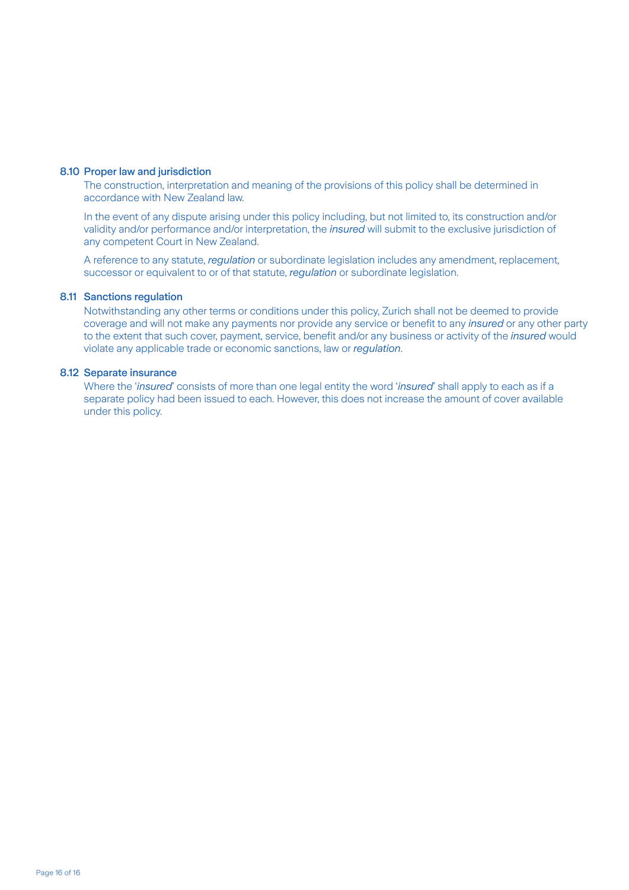### 8.10 Proper law and jurisdiction

The construction, interpretation and meaning of the provisions of this policy shall be determined in accordance with New Zealand law.

In the event of any dispute arising under this policy including, but not limited to, its construction and/or validity and/or performance and/or interpretation, the *insured* will submit to the exclusive jurisdiction of any competent Court in New Zealand.

A reference to any statute, *regulation* or subordinate legislation includes any amendment, replacement, successor or equivalent to or of that statute, *regulation* or subordinate legislation.

### 8.11 Sanctions regulation

Notwithstanding any other terms or conditions under this policy, Zurich shall not be deemed to provide coverage and will not make any payments nor provide any service or benefit to any *insured* or any other party to the extent that such cover, payment, service, benefit and/or any business or activity of the *insured* would violate any applicable trade or economic sanctions, law or *regulation*.

### 8.12 Separate insurance

Where the '*insured*' consists of more than one legal entity the word '*insured*' shall apply to each as if a separate policy had been issued to each. However, this does not increase the amount of cover available under this policy.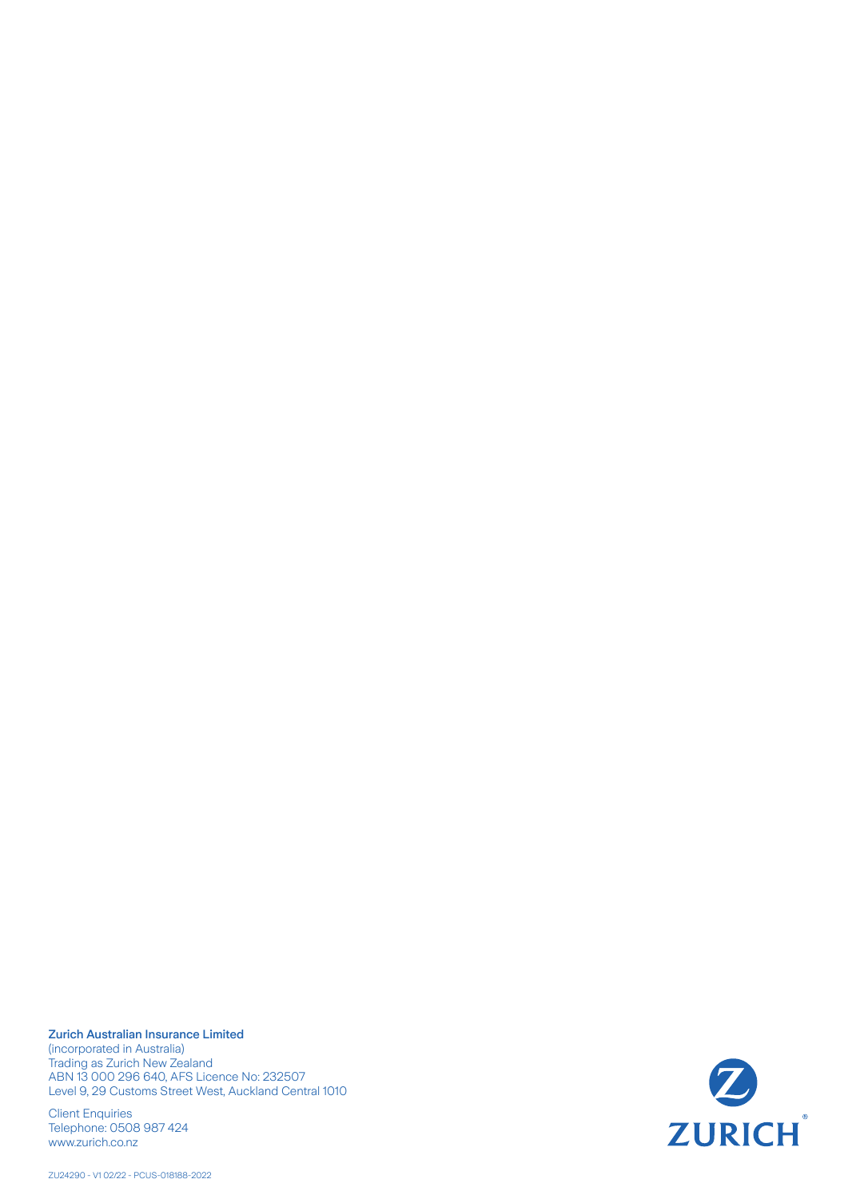**Zurich Australian Insurance Limited**
(incorporated in Australia)
Trading as Zurich New Zealand
ABN 13 000 296 640, AFS Licence No: 232507
Level 9, 29 Customs Street West, Auckland Central 1010

Client Enquiries
Telephone: 0508 987 424
www.zurich.co.nz

ZURICH®

ZU24290 - V1 02/22 - PCUS-018188-2022